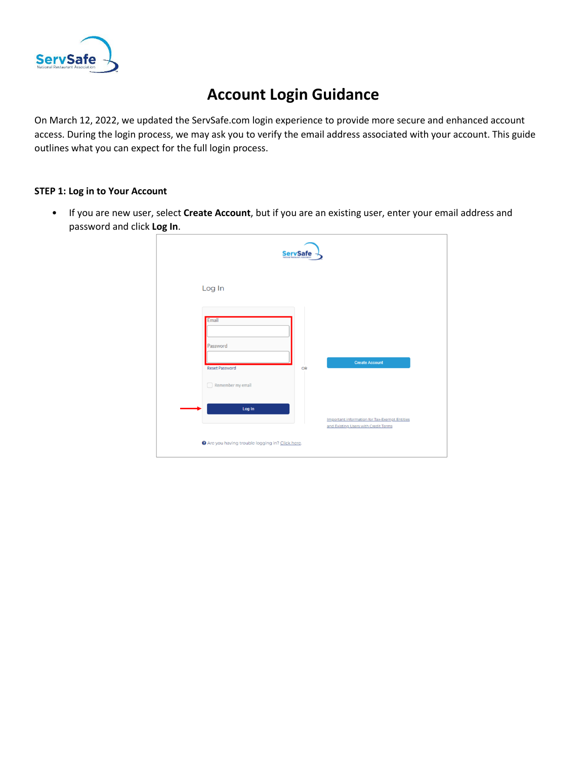# Account Login Guidance

On March 12, 2022, we updated the ServSafe.com login experience to provide more secure and enhanced account access. During the login process, we may ask you to verify the email address associated with your account. This guide outlines what you can expect for the full login process.

**STEP 1: Log in to Your Account**

- If you are new user, select **Create Account**, but if you are an existing user, enter your email address and password and click **Log In**.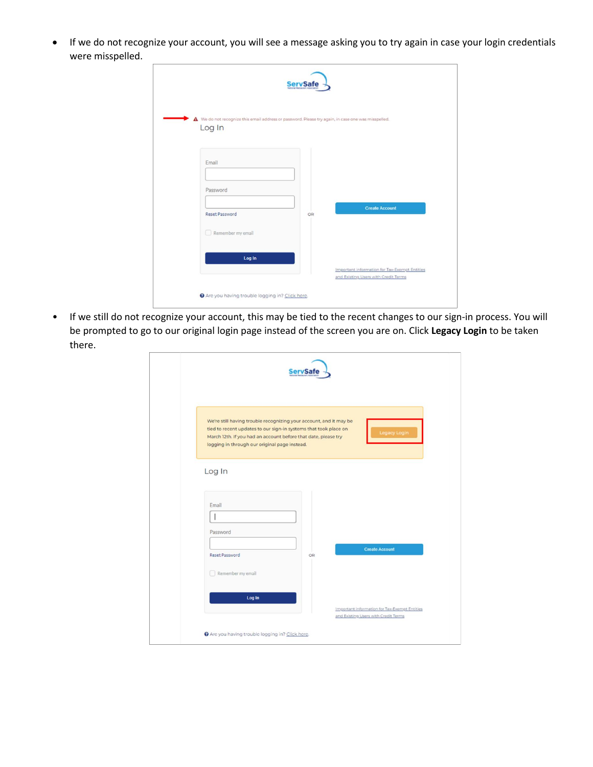- If we do not recognize your account, you will see a message asking you to try again in case your login credentials were misspelled.

- If we still do not recognize your account, this may be tied to the recent changes to our sign-in process. You will be prompted to go to our original login page instead of the screen you are on. Click **Legacy Login** to be taken there.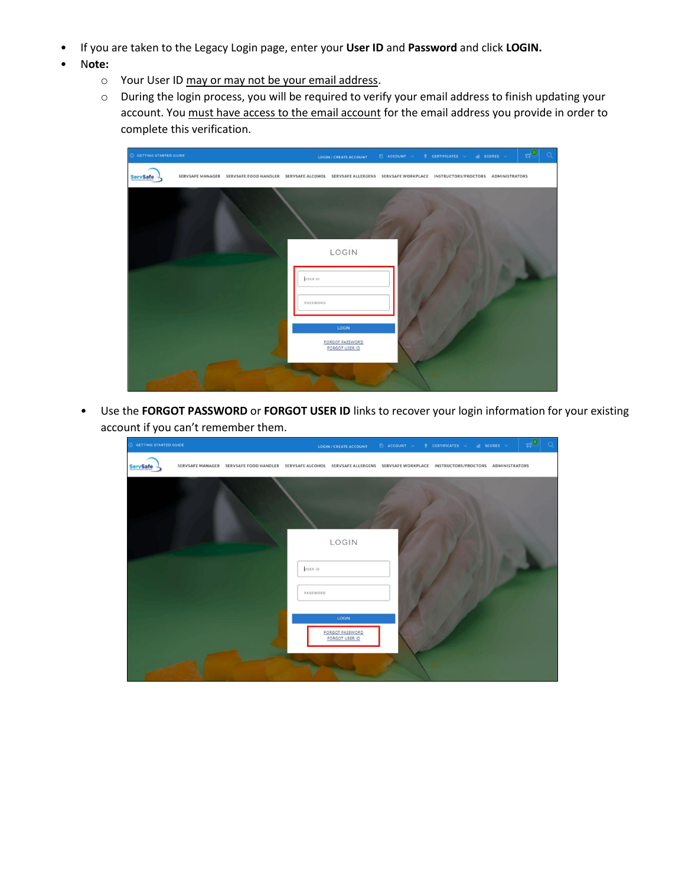- If you are taken to the Legacy Login page, enter your **User ID** and **Password** and click **LOGIN.**
- **Note:**
  - Your User ID may or may not be your email address.
  - During the login process, you will be required to verify your email address to finish updating your account. You must have access to the email account for the email address you provide in order to complete this verification.

- Use the **FORGOT PASSWORD** or **FORGOT USER ID** links to recover your login information for your existing account if you can't remember them.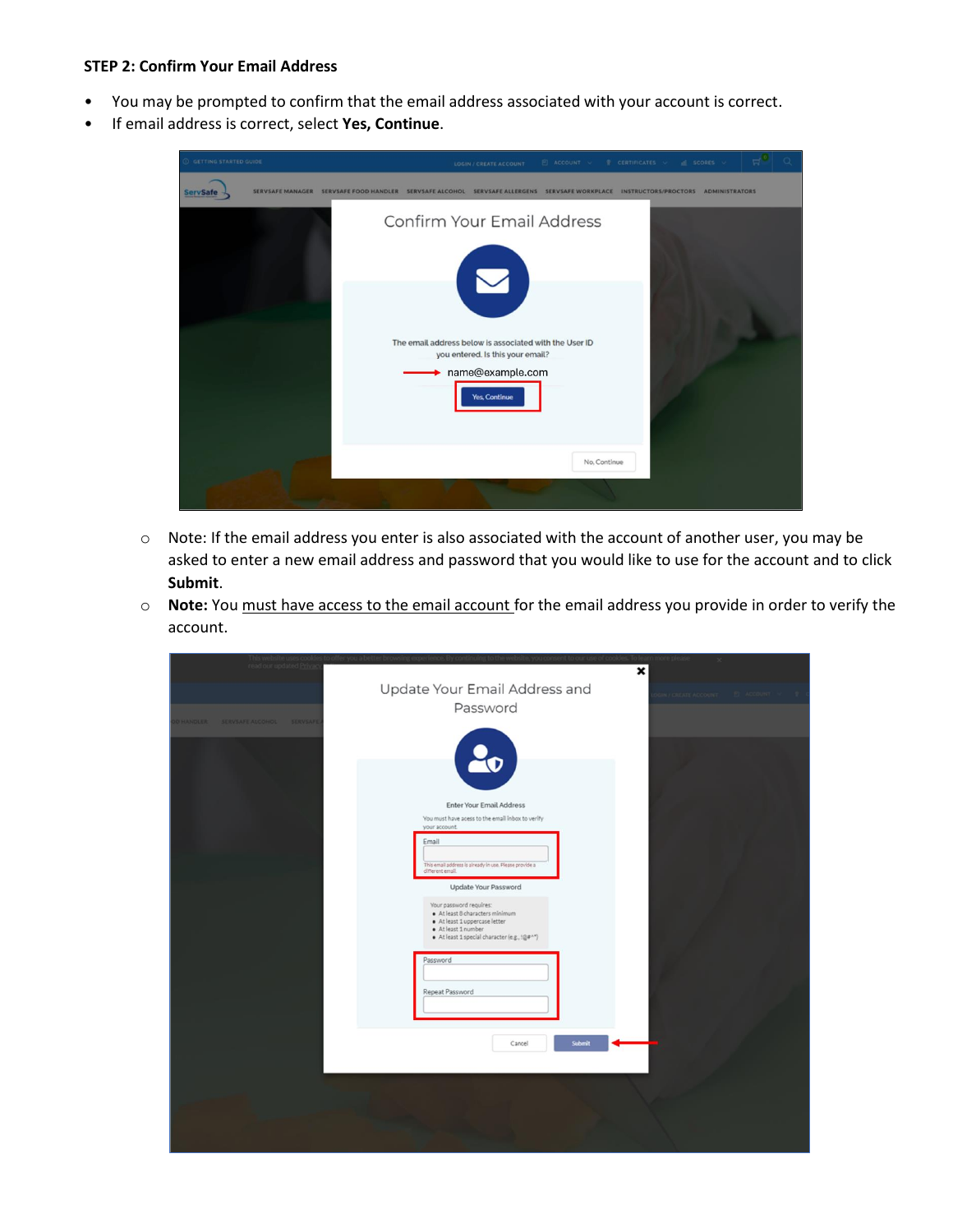**STEP 2: Confirm Your Email Address**

- You may be prompted to confirm that the email address associated with your account is correct.
- If email address is correct, select **Yes, Continue**.

  - Note: If the email address you enter is also associated with the account of another user, you may be asked to enter a new email address and password that you would like to use for the account and to click **Submit**.
  - **Note:** You must have access to the email account for the email address you provide in order to verify the account.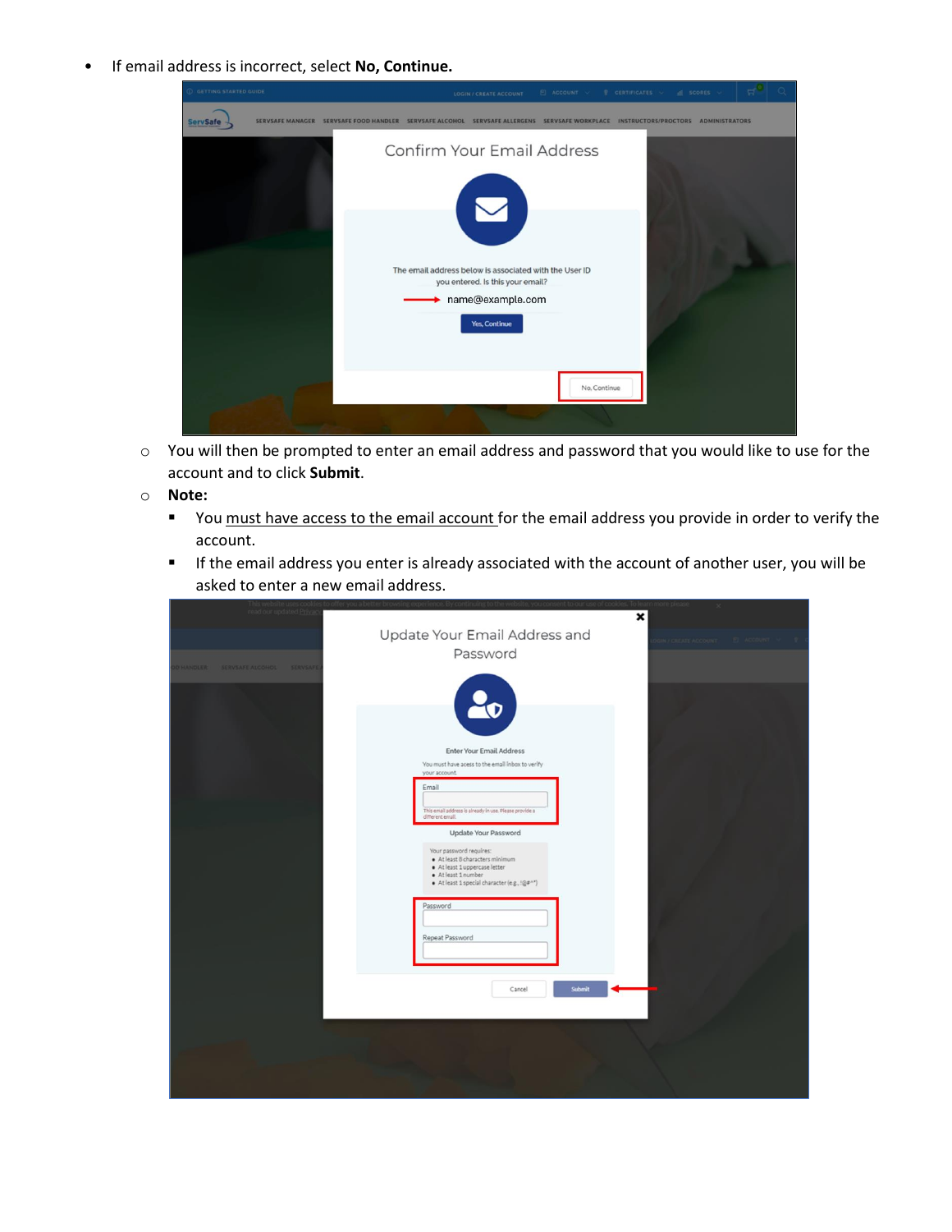- If email address is incorrect, select **No, Continue.**
  - You will then be prompted to enter an email address and password that you would like to use for the account and to click **Submit**.
  - **Note:**
    - You must have access to the email account for the email address you provide in order to verify the account.
    - If the email address you enter is already associated with the account of another user, you will be asked to enter a new email address.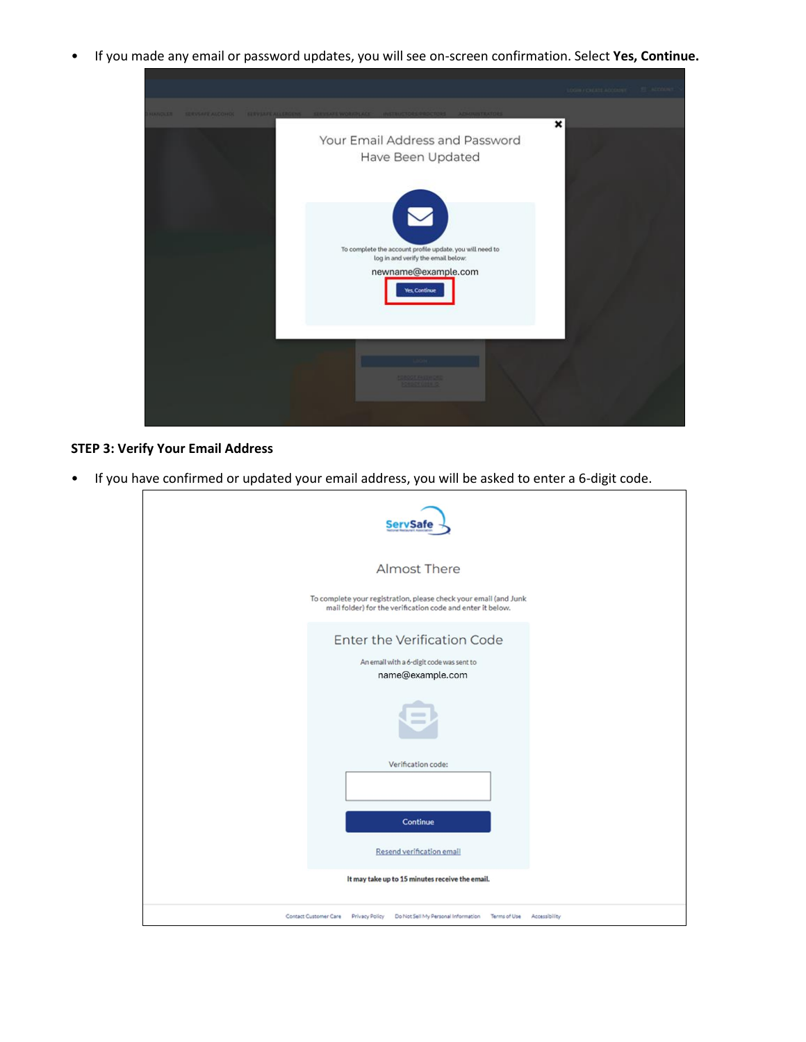- If you made any email or password updates, you will see on-screen confirmation. Select **Yes, Continue.**

**STEP 3: Verify Your Email Address**

- If you have confirmed or updated your email address, you will be asked to enter a 6-digit code.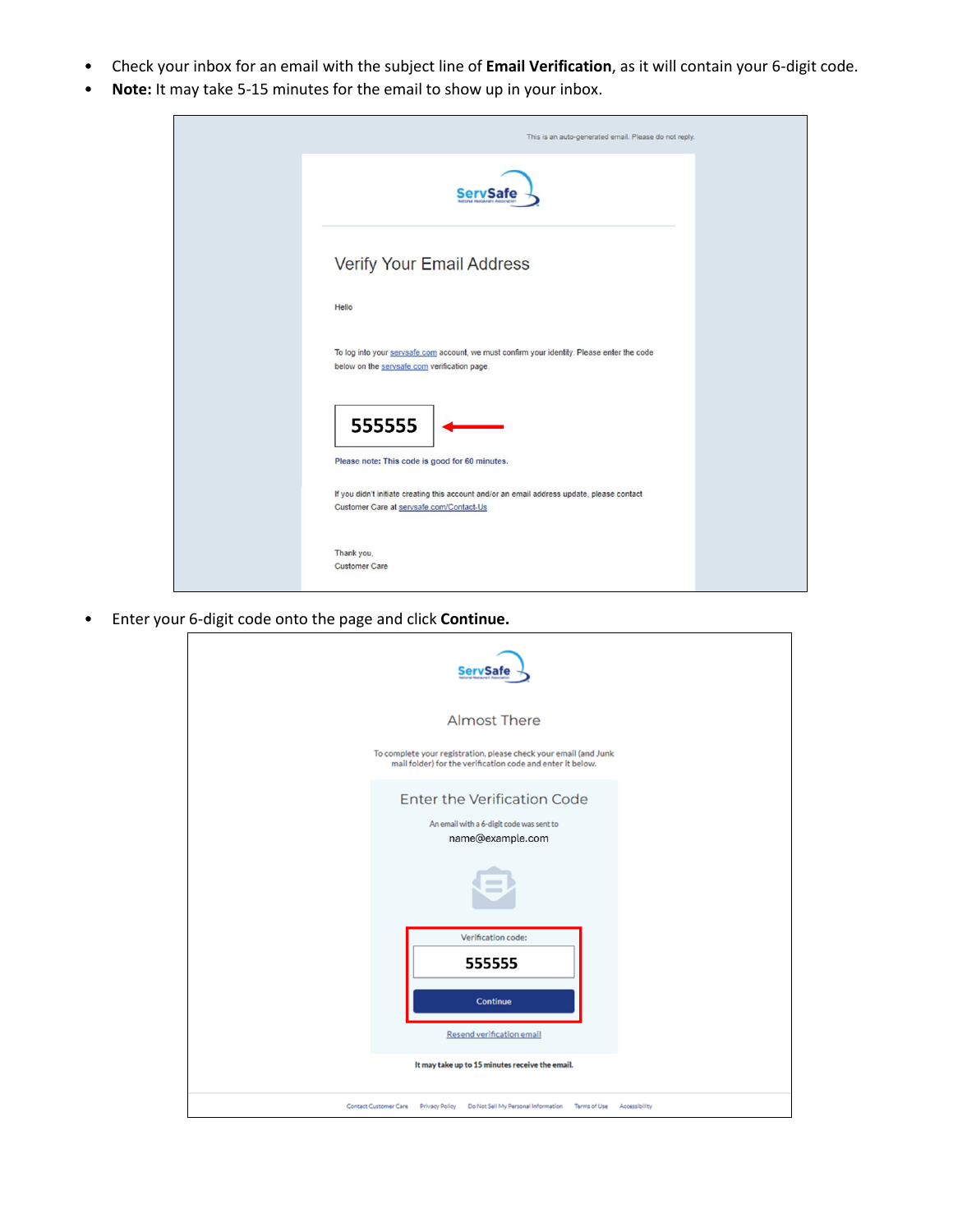- Check your inbox for an email with the subject line of **Email Verification**, as it will contain your 6-digit code.
- **Note:** It may take 5-15 minutes for the email to show up in your inbox.

This is an auto-generated email. Please do not reply.

ServSafe

Verify Your Email Address

Hello

To log into your servsafe.com account, we must confirm your identity. Please enter the code below on the servsafe.com verification page.

555555

Please note: This code is good for 60 minutes.

If you didn't initiate creating this account and/or an email address update, please contact Customer Care at servsafe.com/Contact-Us

Thank you,
Customer Care

- Enter your 6-digit code onto the page and click **Continue.**

ServSafe

Almost There

To complete your registration, please check your email (and Junk mail folder) for the verification code and enter it below.

Enter the Verification Code

An email with a 6-digit code was sent to
name@example.com

Verification code:

555555

Continue

Resend verification email

It may take up to 15 minutes receive the email.

Contact Customer Care | Privacy Policy | Do Not Sell My Personal Information | Terms of Use | Accessibility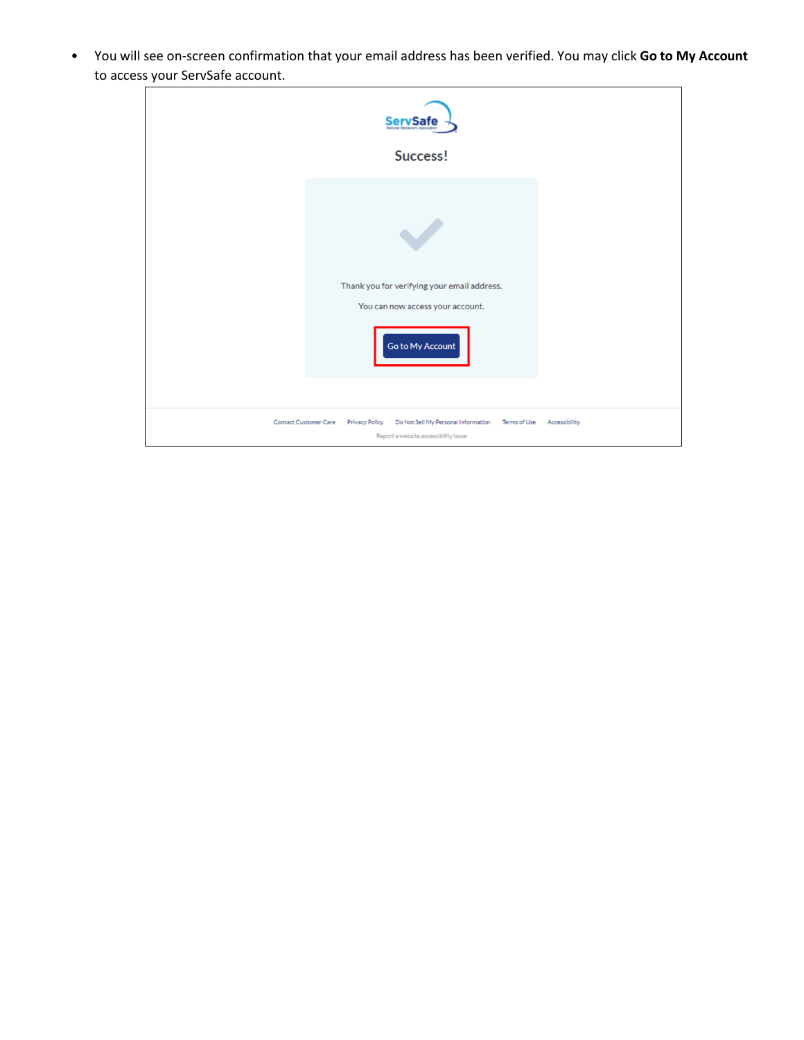- You will see on-screen confirmation that your email address has been verified. You may click **Go to My Account** to access your ServSafe account.

ServSafe

Success!

Thank you for verifying your email address.

You can now access your account.

Go to My Account

Contact Customer Care Privacy Policy Do Not Sell My Personal Information Terms of Use Accessibility

Report a website accessibility issue